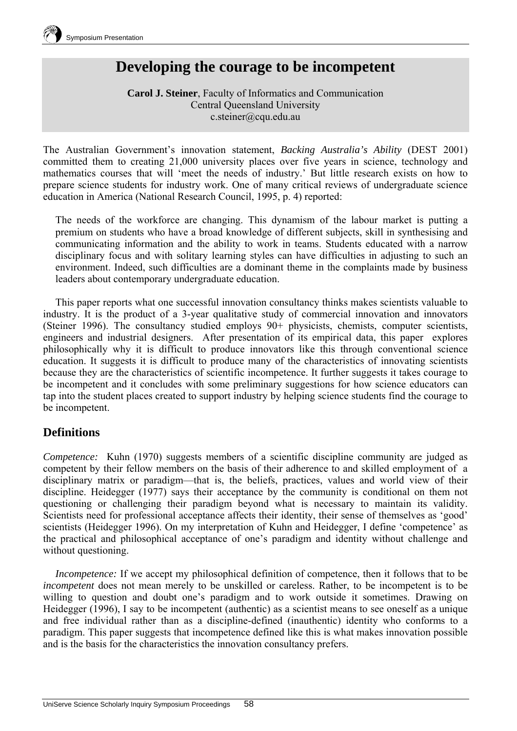# Developing the courage to be incompetent

**Carol J. Steiner**, Faculty of Informatics and Communication
Central Queensland University
c.steiner@cqu.edu.au

The Australian Government's innovation statement, *Backing Australia's Ability* (DEST 2001) committed them to creating 21,000 university places over five years in science, technology and mathematics courses that will 'meet the needs of industry.' But little research exists on how to prepare science students for industry work. One of many critical reviews of undergraduate science education in America (National Research Council, 1995, p. 4) reported:

> The needs of the workforce are changing. This dynamism of the labour market is putting a premium on students who have a broad knowledge of different subjects, skill in synthesising and communicating information and the ability to work in teams. Students educated with a narrow disciplinary focus and with solitary learning styles can have difficulties in adjusting to such an environment. Indeed, such difficulties are a dominant theme in the complaints made by business leaders about contemporary undergraduate education.

This paper reports what one successful innovation consultancy thinks makes scientists valuable to industry. It is the product of a 3-year qualitative study of commercial innovation and innovators (Steiner 1996). The consultancy studied employs 90+ physicists, chemists, computer scientists, engineers and industrial designers. After presentation of its empirical data, this paper explores philosophically why it is difficult to produce innovators like this through conventional science education. It suggests it is difficult to produce many of the characteristics of innovating scientists because they are the characteristics of scientific incompetence. It further suggests it takes courage to be incompetent and it concludes with some preliminary suggestions for how science educators can tap into the student places created to support industry by helping science students find the courage to be incompetent.

## Definitions

*Competence:* Kuhn (1970) suggests members of a scientific discipline community are judged as competent by their fellow members on the basis of their adherence to and skilled employment of a disciplinary matrix or paradigm—that is, the beliefs, practices, values and world view of their discipline. Heidegger (1977) says their acceptance by the community is conditional on them not questioning or challenging their paradigm beyond what is necessary to maintain its validity. Scientists need for professional acceptance affects their identity, their sense of themselves as 'good' scientists (Heidegger 1996). On my interpretation of Kuhn and Heidegger, I define 'competence' as the practical and philosophical acceptance of one's paradigm and identity without challenge and without questioning.

*Incompetence:* If we accept my philosophical definition of competence, then it follows that to be *incompetent* does not mean merely to be unskilled or careless. Rather, to be incompetent is to be willing to question and doubt one's paradigm and to work outside it sometimes. Drawing on Heidegger (1996), I say to be incompetent (authentic) as a scientist means to see oneself as a unique and free individual rather than as a discipline-defined (inauthentic) identity who conforms to a paradigm. This paper suggests that incompetence defined like this is what makes innovation possible and is the basis for the characteristics the innovation consultancy prefers.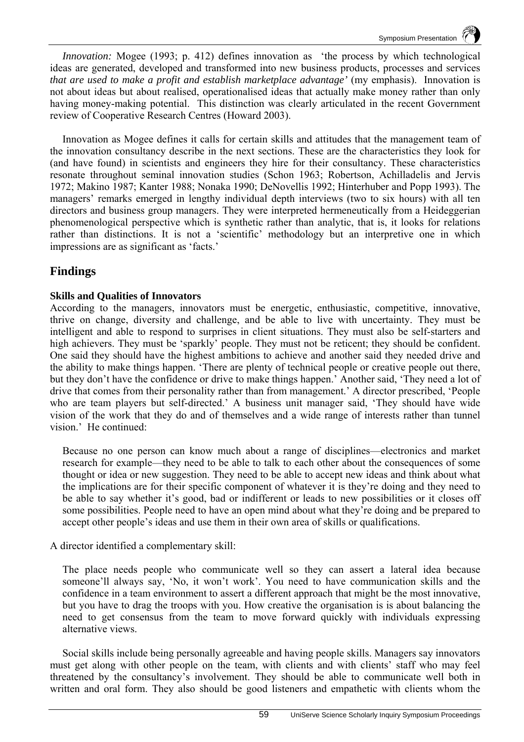*Innovation:* Mogee (1993; p. 412) defines innovation as 'the process by which technological ideas are generated, developed and transformed into new business products, processes and services *that are used to make a profit and establish marketplace advantage'* (my emphasis). Innovation is not about ideas but about realised, operationalised ideas that actually make money rather than only having money-making potential. This distinction was clearly articulated in the recent Government review of Cooperative Research Centres (Howard 2003).

Innovation as Mogee defines it calls for certain skills and attitudes that the management team of the innovation consultancy describe in the next sections. These are the characteristics they look for (and have found) in scientists and engineers they hire for their consultancy. These characteristics resonate throughout seminal innovation studies (Schon 1963; Robertson, Achilladelis and Jervis 1972; Makino 1987; Kanter 1988; Nonaka 1990; DeNovellis 1992; Hinterhuber and Popp 1993). The managers' remarks emerged in lengthy individual depth interviews (two to six hours) with all ten directors and business group managers. They were interpreted hermeneutically from a Heideggerian phenomenological perspective which is synthetic rather than analytic, that is, it looks for relations rather than distinctions. It is not a 'scientific' methodology but an interpretive one in which impressions are as significant as 'facts.'

## Findings

**Skills and Qualities of Innovators**

According to the managers, innovators must be energetic, enthusiastic, competitive, innovative, thrive on change, diversity and challenge, and be able to live with uncertainty. They must be intelligent and able to respond to surprises in client situations. They must also be self-starters and high achievers. They must be 'sparkly' people. They must not be reticent; they should be confident. One said they should have the highest ambitions to achieve and another said they needed drive and the ability to make things happen. 'There are plenty of technical people or creative people out there, but they don't have the confidence or drive to make things happen.' Another said, 'They need a lot of drive that comes from their personality rather than from management.' A director prescribed, 'People who are team players but self-directed.' A business unit manager said, 'They should have wide vision of the work that they do and of themselves and a wide range of interests rather than tunnel vision.' He continued:

> Because no one person can know much about a range of disciplines—electronics and market research for example—they need to be able to talk to each other about the consequences of some thought or idea or new suggestion. They need to be able to accept new ideas and think about what the implications are for their specific component of whatever it is they're doing and they need to be able to say whether it's good, bad or indifferent or leads to new possibilities or it closes off some possibilities. People need to have an open mind about what they're doing and be prepared to accept other people's ideas and use them in their own area of skills or qualifications.

A director identified a complementary skill:

> The place needs people who communicate well so they can assert a lateral idea because someone'll always say, 'No, it won't work'. You need to have communication skills and the confidence in a team environment to assert a different approach that might be the most innovative, but you have to drag the troops with you. How creative the organisation is is about balancing the need to get consensus from the team to move forward quickly with individuals expressing alternative views.

Social skills include being personally agreeable and having people skills. Managers say innovators must get along with other people on the team, with clients and with clients' staff who may feel threatened by the consultancy's involvement. They should be able to communicate well both in written and oral form. They also should be good listeners and empathetic with clients whom the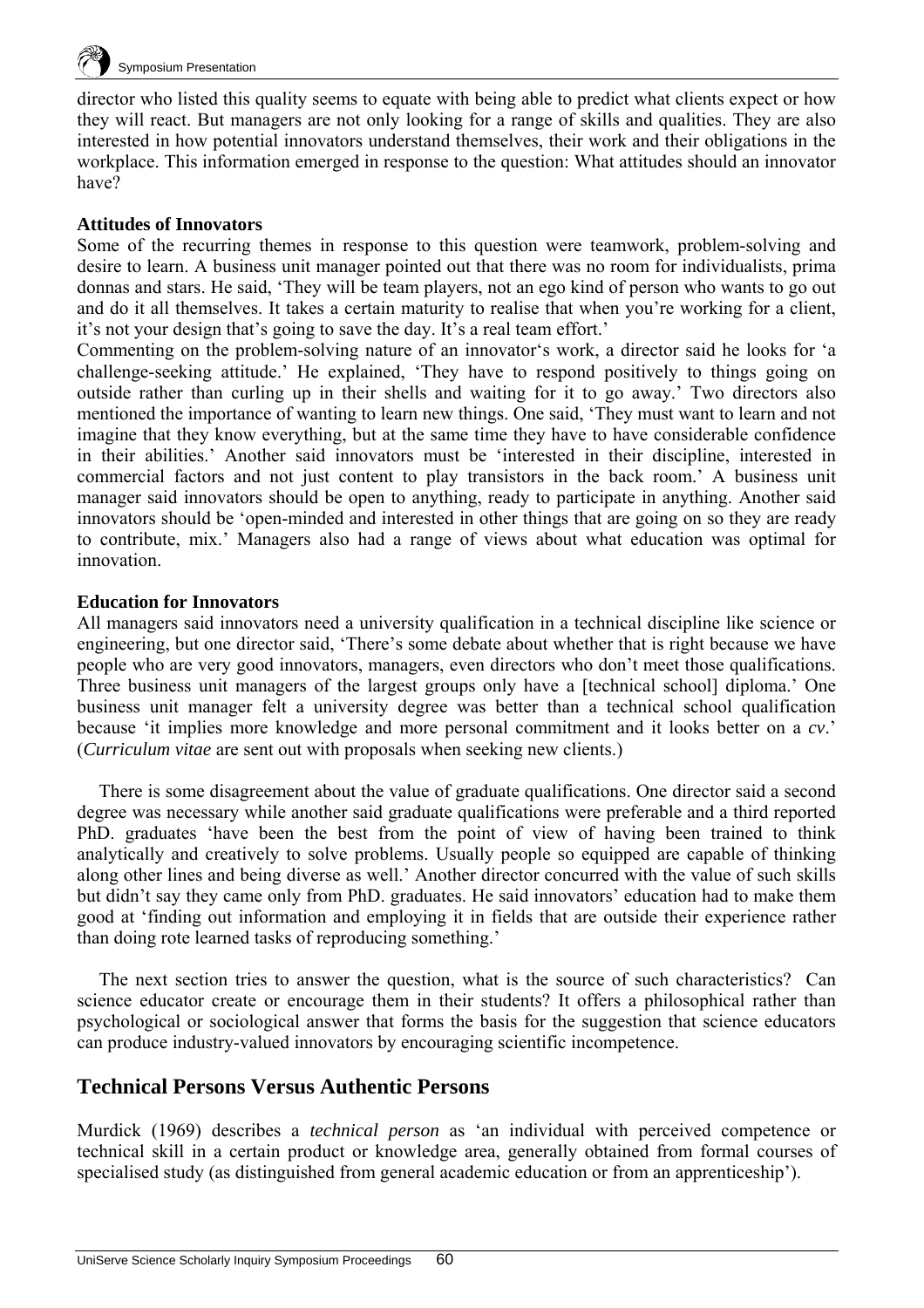director who listed this quality seems to equate with being able to predict what clients expect or how they will react. But managers are not only looking for a range of skills and qualities. They are also interested in how potential innovators understand themselves, their work and their obligations in the workplace. This information emerged in response to the question: What attitudes should an innovator have?

**Attitudes of Innovators**

Some of the recurring themes in response to this question were teamwork, problem-solving and desire to learn. A business unit manager pointed out that there was no room for individualists, prima donnas and stars. He said, 'They will be team players, not an ego kind of person who wants to go out and do it all themselves. It takes a certain maturity to realise that when you're working for a client, it's not your design that's going to save the day. It's a real team effort.'

Commenting on the problem-solving nature of an innovator's work, a director said he looks for 'a challenge-seeking attitude.' He explained, 'They have to respond positively to things going on outside rather than curling up in their shells and waiting for it to go away.' Two directors also mentioned the importance of wanting to learn new things. One said, 'They must want to learn and not imagine that they know everything, but at the same time they have to have considerable confidence in their abilities.' Another said innovators must be 'interested in their discipline, interested in commercial factors and not just content to play transistors in the back room.' A business unit manager said innovators should be open to anything, ready to participate in anything. Another said innovators should be 'open-minded and interested in other things that are going on so they are ready to contribute, mix.' Managers also had a range of views about what education was optimal for innovation.

**Education for Innovators**

All managers said innovators need a university qualification in a technical discipline like science or engineering, but one director said, 'There's some debate about whether that is right because we have people who are very good innovators, managers, even directors who don't meet those qualifications. Three business unit managers of the largest groups only have a [technical school] diploma.' One business unit manager felt a university degree was better than a technical school qualification because 'it implies more knowledge and more personal commitment and it looks better on a *cv*.' (*Curriculum vitae* are sent out with proposals when seeking new clients.)

There is some disagreement about the value of graduate qualifications. One director said a second degree was necessary while another said graduate qualifications were preferable and a third reported PhD. graduates 'have been the best from the point of view of having been trained to think analytically and creatively to solve problems. Usually people so equipped are capable of thinking along other lines and being diverse as well.' Another director concurred with the value of such skills but didn't say they came only from PhD. graduates. He said innovators' education had to make them good at 'finding out information and employing it in fields that are outside their experience rather than doing rote learned tasks of reproducing something.'

The next section tries to answer the question, what is the source of such characteristics? Can science educator create or encourage them in their students? It offers a philosophical rather than psychological or sociological answer that forms the basis for the suggestion that science educators can produce industry-valued innovators by encouraging scientific incompetence.

## Technical Persons Versus Authentic Persons

Murdick (1969) describes a *technical person* as 'an individual with perceived competence or technical skill in a certain product or knowledge area, generally obtained from formal courses of specialised study (as distinguished from general academic education or from an apprenticeship').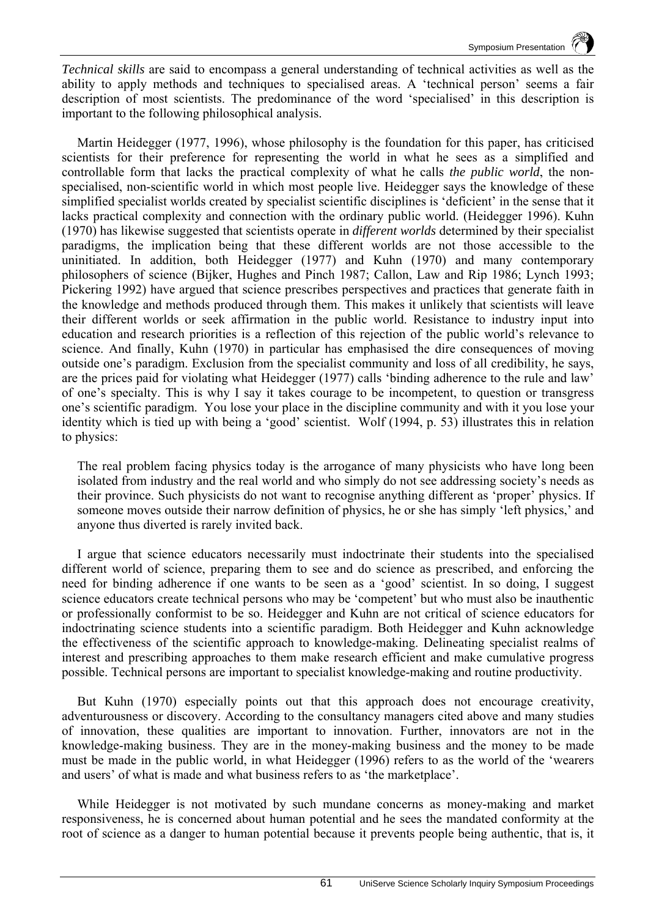*Technical skills* are said to encompass a general understanding of technical activities as well as the ability to apply methods and techniques to specialised areas. A 'technical person' seems a fair description of most scientists. The predominance of the word 'specialised' in this description is important to the following philosophical analysis.

Martin Heidegger (1977, 1996), whose philosophy is the foundation for this paper, has criticised scientists for their preference for representing the world in what he sees as a simplified and controllable form that lacks the practical complexity of what he calls *the public world*, the non-specialised, non-scientific world in which most people live. Heidegger says the knowledge of these simplified specialist worlds created by specialist scientific disciplines is 'deficient' in the sense that it lacks practical complexity and connection with the ordinary public world. (Heidegger 1996). Kuhn (1970) has likewise suggested that scientists operate in *different worlds* determined by their specialist paradigms, the implication being that these different worlds are not those accessible to the uninitiated. In addition, both Heidegger (1977) and Kuhn (1970) and many contemporary philosophers of science (Bijker, Hughes and Pinch 1987; Callon, Law and Rip 1986; Lynch 1993; Pickering 1992) have argued that science prescribes perspectives and practices that generate faith in the knowledge and methods produced through them. This makes it unlikely that scientists will leave their different worlds or seek affirmation in the public world. Resistance to industry input into education and research priorities is a reflection of this rejection of the public world's relevance to science. And finally, Kuhn (1970) in particular has emphasised the dire consequences of moving outside one's paradigm. Exclusion from the specialist community and loss of all credibility, he says, are the prices paid for violating what Heidegger (1977) calls 'binding adherence to the rule and law' of one's specialty. This is why I say it takes courage to be incompetent, to question or transgress one's scientific paradigm. You lose your place in the discipline community and with it you lose your identity which is tied up with being a 'good' scientist. Wolf (1994, p. 53) illustrates this in relation to physics:

> The real problem facing physics today is the arrogance of many physicists who have long been isolated from industry and the real world and who simply do not see addressing society's needs as their province. Such physicists do not want to recognise anything different as 'proper' physics. If someone moves outside their narrow definition of physics, he or she has simply 'left physics,' and anyone thus diverted is rarely invited back.

I argue that science educators necessarily must indoctrinate their students into the specialised different world of science, preparing them to see and do science as prescribed, and enforcing the need for binding adherence if one wants to be seen as a 'good' scientist. In so doing, I suggest science educators create technical persons who may be 'competent' but who must also be inauthentic or professionally conformist to be so. Heidegger and Kuhn are not critical of science educators for indoctrinating science students into a scientific paradigm. Both Heidegger and Kuhn acknowledge the effectiveness of the scientific approach to knowledge-making. Delineating specialist realms of interest and prescribing approaches to them make research efficient and make cumulative progress possible. Technical persons are important to specialist knowledge-making and routine productivity.

But Kuhn (1970) especially points out that this approach does not encourage creativity, adventurousness or discovery. According to the consultancy managers cited above and many studies of innovation, these qualities are important to innovation. Further, innovators are not in the knowledge-making business. They are in the money-making business and the money to be made must be made in the public world, in what Heidegger (1996) refers to as the world of the 'wearers and users' of what is made and what business refers to as 'the marketplace'.

While Heidegger is not motivated by such mundane concerns as money-making and market responsiveness, he is concerned about human potential and he sees the mandated conformity at the root of science as a danger to human potential because it prevents people being authentic, that is, it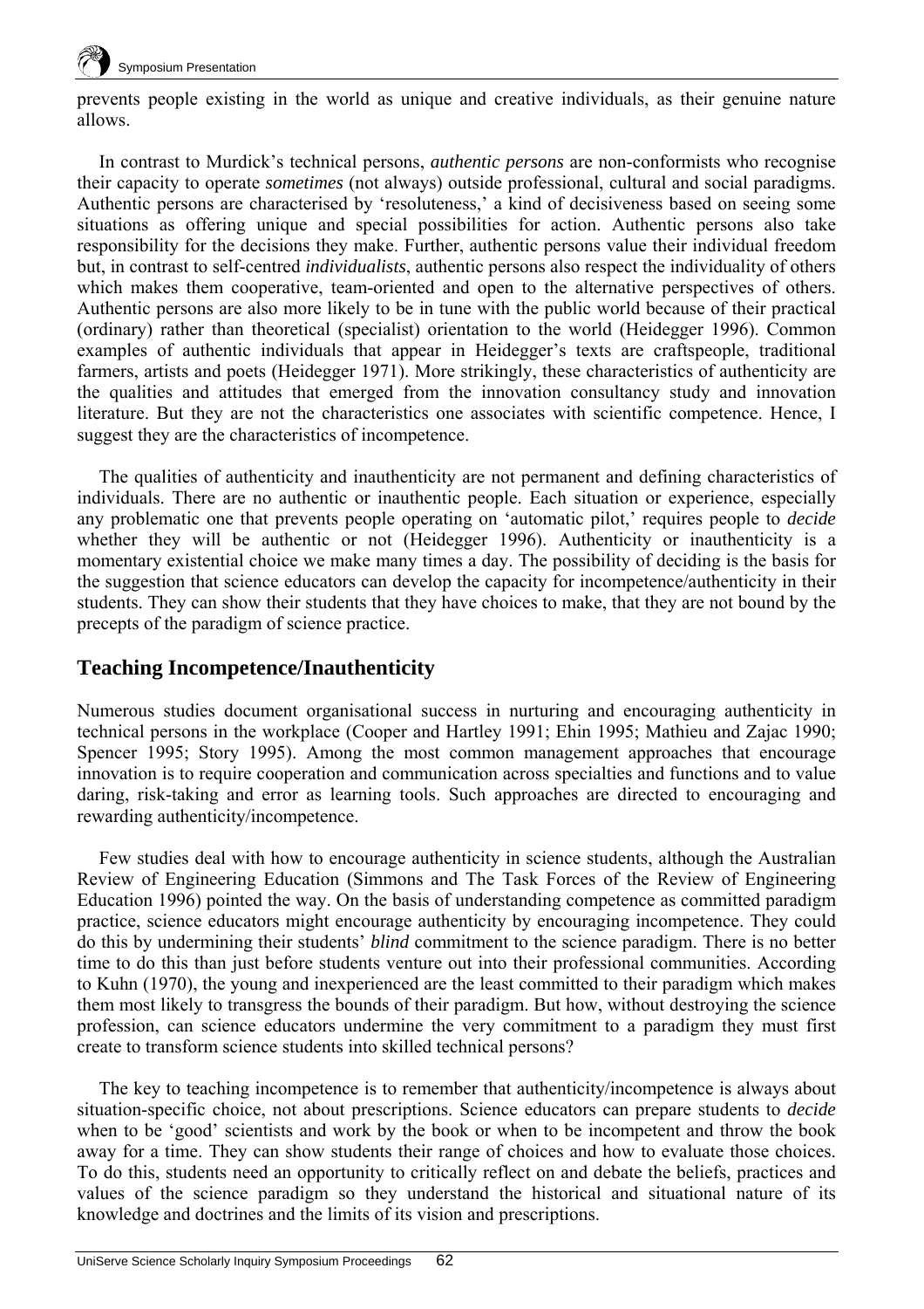prevents people existing in the world as unique and creative individuals, as their genuine nature allows.

In contrast to Murdick's technical persons, *authentic persons* are non-conformists who recognise their capacity to operate *sometimes* (not always) outside professional, cultural and social paradigms. Authentic persons are characterised by 'resoluteness,' a kind of decisiveness based on seeing some situations as offering unique and special possibilities for action. Authentic persons also take responsibility for the decisions they make. Further, authentic persons value their individual freedom but, in contrast to self-centred *individualists*, authentic persons also respect the individuality of others which makes them cooperative, team-oriented and open to the alternative perspectives of others. Authentic persons are also more likely to be in tune with the public world because of their practical (ordinary) rather than theoretical (specialist) orientation to the world (Heidegger 1996). Common examples of authentic individuals that appear in Heidegger's texts are craftspeople, traditional farmers, artists and poets (Heidegger 1971). More strikingly, these characteristics of authenticity are the qualities and attitudes that emerged from the innovation consultancy study and innovation literature. But they are not the characteristics one associates with scientific competence. Hence, I suggest they are the characteristics of incompetence.

The qualities of authenticity and inauthenticity are not permanent and defining characteristics of individuals. There are no authentic or inauthentic people. Each situation or experience, especially any problematic one that prevents people operating on 'automatic pilot,' requires people to *decide* whether they will be authentic or not (Heidegger 1996). Authenticity or inauthenticity is a momentary existential choice we make many times a day. The possibility of deciding is the basis for the suggestion that science educators can develop the capacity for incompetence/authenticity in their students. They can show their students that they have choices to make, that they are not bound by the precepts of the paradigm of science practice.

## Teaching Incompetence/Inauthenticity

Numerous studies document organisational success in nurturing and encouraging authenticity in technical persons in the workplace (Cooper and Hartley 1991; Ehin 1995; Mathieu and Zajac 1990; Spencer 1995; Story 1995). Among the most common management approaches that encourage innovation is to require cooperation and communication across specialties and functions and to value daring, risk-taking and error as learning tools. Such approaches are directed to encouraging and rewarding authenticity/incompetence.

Few studies deal with how to encourage authenticity in science students, although the Australian Review of Engineering Education (Simmons and The Task Forces of the Review of Engineering Education 1996) pointed the way. On the basis of understanding competence as committed paradigm practice, science educators might encourage authenticity by encouraging incompetence. They could do this by undermining their students' *blind* commitment to the science paradigm. There is no better time to do this than just before students venture out into their professional communities. According to Kuhn (1970), the young and inexperienced are the least committed to their paradigm which makes them most likely to transgress the bounds of their paradigm. But how, without destroying the science profession, can science educators undermine the very commitment to a paradigm they must first create to transform science students into skilled technical persons?

The key to teaching incompetence is to remember that authenticity/incompetence is always about situation-specific choice, not about prescriptions. Science educators can prepare students to *decide* when to be 'good' scientists and work by the book or when to be incompetent and throw the book away for a time. They can show students their range of choices and how to evaluate those choices. To do this, students need an opportunity to critically reflect on and debate the beliefs, practices and values of the science paradigm so they understand the historical and situational nature of its knowledge and doctrines and the limits of its vision and prescriptions.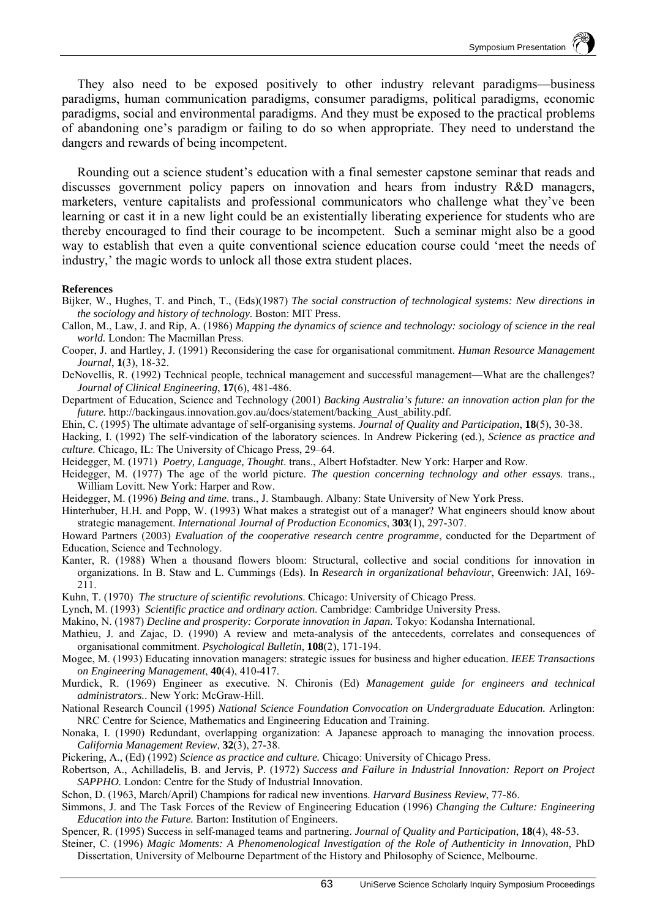They also need to be exposed positively to other industry relevant paradigms—business paradigms, human communication paradigms, consumer paradigms, political paradigms, economic paradigms, social and environmental paradigms. And they must be exposed to the practical problems of abandoning one's paradigm or failing to do so when appropriate. They need to understand the dangers and rewards of being incompetent.

Rounding out a science student's education with a final semester capstone seminar that reads and discusses government policy papers on innovation and hears from industry R&D managers, marketers, venture capitalists and professional communicators who challenge what they've been learning or cast it in a new light could be an existentially liberating experience for students who are thereby encouraged to find their courage to be incompetent. Such a seminar might also be a good way to establish that even a quite conventional science education course could 'meet the needs of industry,' the magic words to unlock all those extra student places.

**References**

Bijker, W., Hughes, T. and Pinch, T., (Eds)(1987) *The social construction of technological systems: New directions in the sociology and history of technology.* Boston: MIT Press.

Callon, M., Law, J. and Rip, A. (1986) *Mapping the dynamics of science and technology: sociology of science in the real world.* London: The Macmillan Press.

Cooper, J. and Hartley, J. (1991) Reconsidering the case for organisational commitment. *Human Resource Management Journal*, **1**(3), 18-32.

DeNovellis, R. (1992) Technical people, technical management and successful management—What are the challenges? *Journal of Clinical Engineering*, **17**(6), 481-486.

Department of Education, Science and Technology (2001) *Backing Australia's future: an innovation action plan for the future.* http://backingaus.innovation.gov.au/docs/statement/backing_Aust_ability.pdf.

Ehin, C. (1995) The ultimate advantage of self-organising systems. *Journal of Quality and Participation*, **18**(5), 30-38.

Hacking, I. (1992) The self-vindication of the laboratory sciences. In Andrew Pickering (ed.), *Science as practice and culture.* Chicago, IL: The University of Chicago Press, 29–64.

Heidegger, M. (1971) *Poetry, Language, Thought*. trans., Albert Hofstadter. New York: Harper and Row.

Heidegger, M. (1977) The age of the world picture. *The question concerning technology and other essays.* trans., William Lovitt. New York: Harper and Row.

Heidegger, M. (1996) *Being and time*. trans., J. Stambaugh. Albany: State University of New York Press.

Hinterhuber, H.H. and Popp, W. (1993) What makes a strategist out of a manager? What engineers should know about strategic management. *International Journal of Production Economics*, **303**(1), 297-307.

Howard Partners (2003) *Evaluation of the cooperative research centre programme*, conducted for the Department of Education, Science and Technology.

Kanter, R. (1988) When a thousand flowers bloom: Structural, collective and social conditions for innovation in organizations. In B. Staw and L. Cummings (Eds). In *Research in organizational behaviour*, Greenwich: JAI, 169-211.

Kuhn, T. (1970) *The structure of scientific revolutions*. Chicago: University of Chicago Press.

Lynch, M. (1993) *Scientific practice and ordinary action*. Cambridge: Cambridge University Press.

Makino, N. (1987) *Decline and prosperity: Corporate innovation in Japan.* Tokyo: Kodansha International.

Mathieu, J. and Zajac, D. (1990) A review and meta-analysis of the antecedents, correlates and consequences of organisational commitment. *Psychological Bulletin*, **108**(2), 171-194.

Mogee, M. (1993) Educating innovation managers: strategic issues for business and higher education. *IEEE Transactions on Engineering Management*, **40**(4), 410-417.

Murdick, R. (1969) Engineer as executive. N. Chironis (Ed) *Management guide for engineers and technical administrators.*. New York: McGraw-Hill.

National Research Council (1995) *National Science Foundation Convocation on Undergraduate Education.* Arlington: NRC Centre for Science, Mathematics and Engineering Education and Training.

Nonaka, I. (1990) Redundant, overlapping organization: A Japanese approach to managing the innovation process. *California Management Review*, **32**(3), 27-38.

Pickering, A., (Ed) (1992) *Science as practice and culture.* Chicago: University of Chicago Press.

Robertson, A., Achilladelis, B. and Jervis, P. (1972) *Success and Failure in Industrial Innovation: Report on Project SAPPHO.* London: Centre for the Study of Industrial Innovation.

Schon, D. (1963, March/April) Champions for radical new inventions. *Harvard Business Review*, 77-86.

Simmons, J. and The Task Forces of the Review of Engineering Education (1996) *Changing the Culture: Engineering Education into the Future.* Barton: Institution of Engineers.

Spencer, R. (1995) Success in self-managed teams and partnering. *Journal of Quality and Participation*, **18**(4), 48-53.

Steiner, C. (1996) *Magic Moments: A Phenomenological Investigation of the Role of Authenticity in Innovation*, PhD Dissertation, University of Melbourne Department of the History and Philosophy of Science, Melbourne.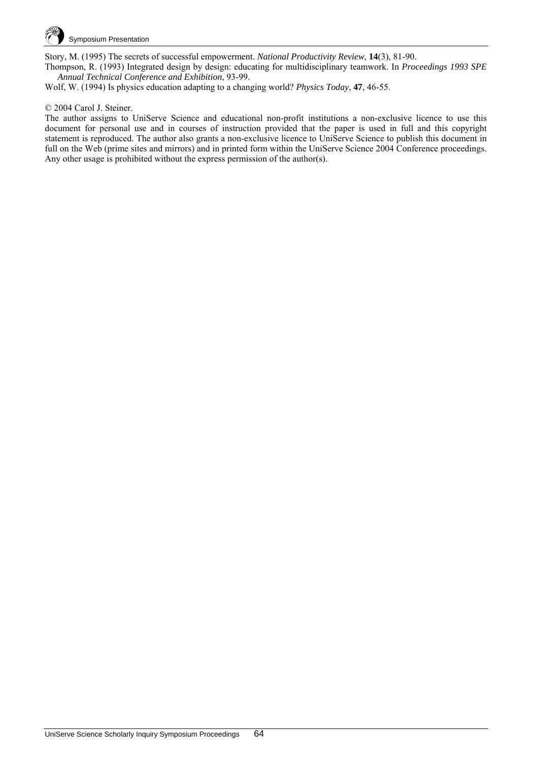Story, M. (1995) The secrets of successful empowerment. *National Productivity Review*, **14**(3), 81-90.

Thompson, R. (1993) Integrated design by design: educating for multidisciplinary teamwork. In *Proceedings 1993 SPE Annual Technical Conference and Exhibition*, 93-99.

Wolf, W. (1994) Is physics education adapting to a changing world? *Physics Today*, **47**, 46-55.

© 2004 Carol J. Steiner.

The author assigns to UniServe Science and educational non-profit institutions a non-exclusive licence to use this document for personal use and in courses of instruction provided that the paper is used in full and this copyright statement is reproduced. The author also grants a non-exclusive licence to UniServe Science to publish this document in full on the Web (prime sites and mirrors) and in printed form within the UniServe Science 2004 Conference proceedings. Any other usage is prohibited without the express permission of the author(s).